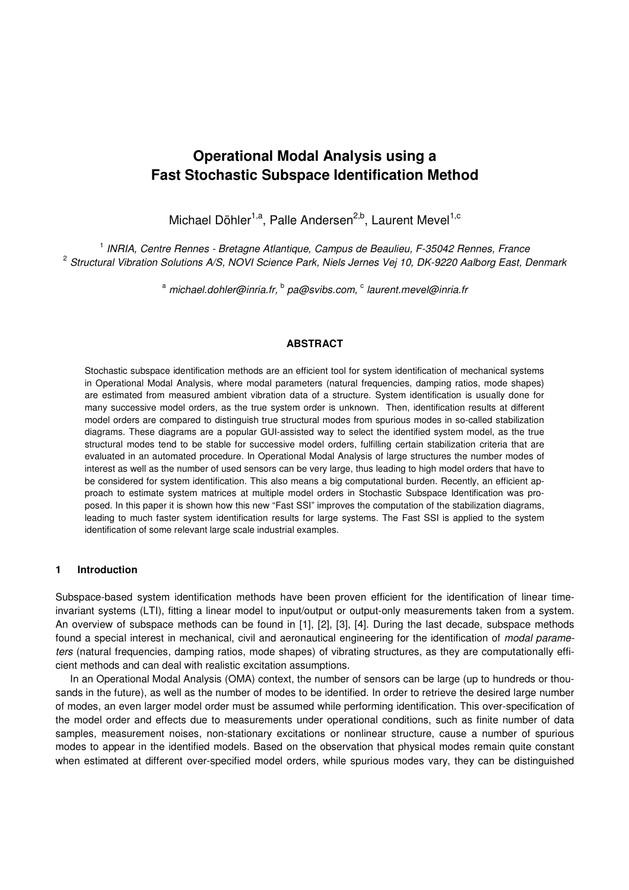# Operational Modal Analysis using a Fast Stochastic Subspace Identification Method

Michael Döhler[1,a], Palle Andersen[2,b], Laurent Mevel[1,c]

[1] *INRIA, Centre Rennes - Bretagne Atlantique, Campus de Beaulieu, F-35042 Rennes, France*
[2] *Structural Vibration Solutions A/S, NOVI Science Park, Niels Jernes Vej 10, DK-9220 Aalborg East, Denmark*

[a] *michael.dohler@inria.fr,* [b] *pa@svibs.com,* [c] *laurent.mevel@inria.fr*

#### ABSTRACT

Stochastic subspace identification methods are an efficient tool for system identification of mechanical systems in Operational Modal Analysis, where modal parameters (natural frequencies, damping ratios, mode shapes) are estimated from measured ambient vibration data of a structure. System identification is usually done for many successive model orders, as the true system order is unknown. Then, identification results at different model orders are compared to distinguish true structural modes from spurious modes in so-called stabilization diagrams. These diagrams are a popular GUI-assisted way to select the identified system model, as the true structural modes tend to be stable for successive model orders, fulfilling certain stabilization criteria that are evaluated in an automated procedure. In Operational Modal Analysis of large structures the number modes of interest as well as the number of used sensors can be very large, thus leading to high model orders that have to be considered for system identification. This also means a big computational burden. Recently, an efficient approach to estimate system matrices at multiple model orders in Stochastic Subspace Identification was proposed. In this paper it is shown how this new "Fast SSI" improves the computation of the stabilization diagrams, leading to much faster system identification results for large systems. The Fast SSI is applied to the system identification of some relevant large scale industrial examples.

## 1 Introduction

Subspace-based system identification methods have been proven efficient for the identification of linear time-invariant systems (LTI), fitting a linear model to input/output or output-only measurements taken from a system. An overview of subspace methods can be found in [1], [2], [3], [4]. During the last decade, subspace methods found a special interest in mechanical, civil and aeronautical engineering for the identification of *modal parameters* (natural frequencies, damping ratios, mode shapes) of vibrating structures, as they are computationally efficient methods and can deal with realistic excitation assumptions.

In an Operational Modal Analysis (OMA) context, the number of sensors can be large (up to hundreds or thousands in the future), as well as the number of modes to be identified. In order to retrieve the desired large number of modes, an even larger model order must be assumed while performing identification. This over-specification of the model order and effects due to measurements under operational conditions, such as finite number of data samples, measurement noises, non-stationary excitations or nonlinear structure, cause a number of spurious modes to appear in the identified models. Based on the observation that physical modes remain quite constant when estimated at different over-specified model orders, while spurious modes vary, they can be distinguished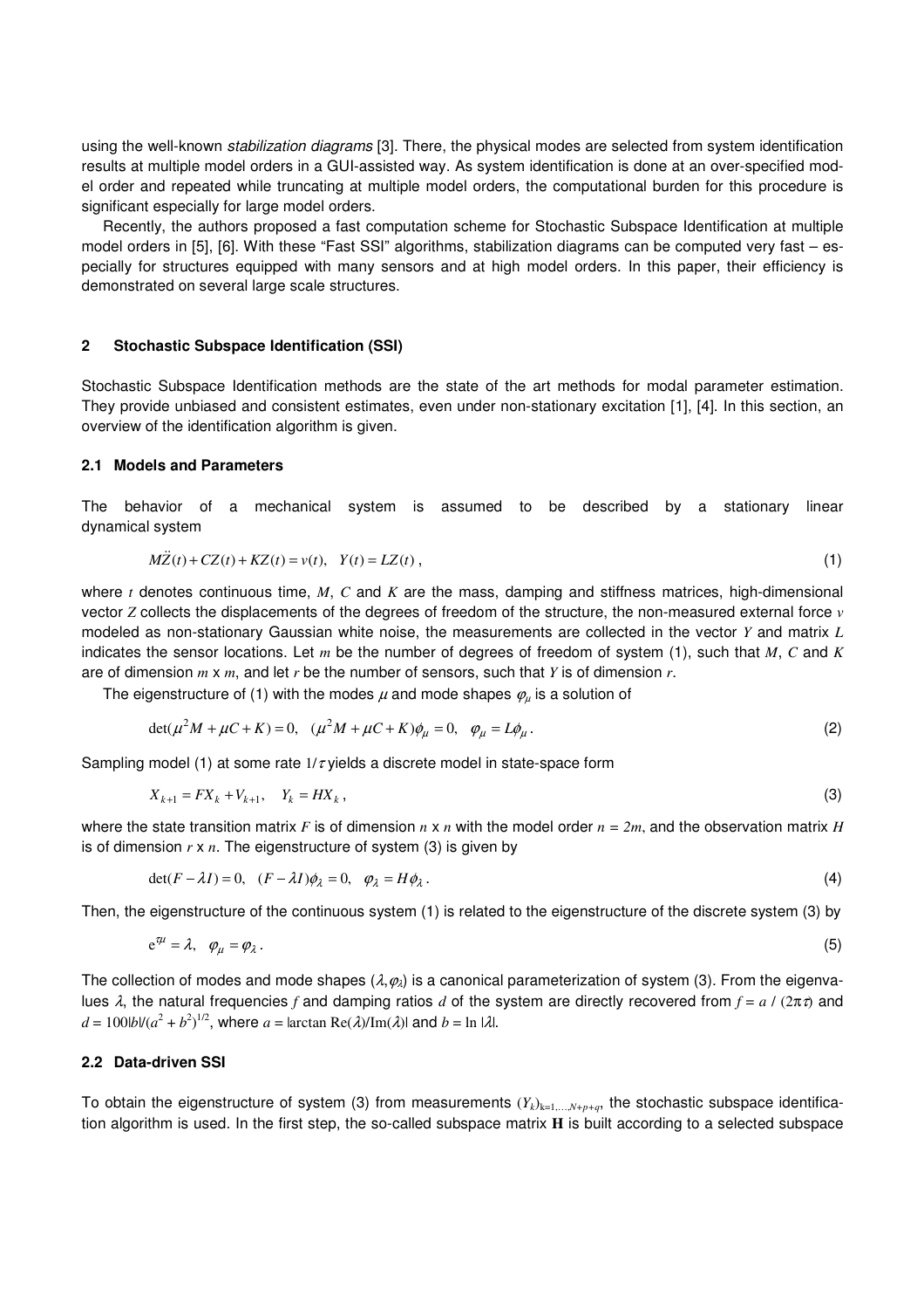using the well-known *stabilization diagrams* [3]. There, the physical modes are selected from system identification results at multiple model orders in a GUI-assisted way. As system identification is done at an over-specified model order and repeated while truncating at multiple model orders, the computational burden for this procedure is significant especially for large model orders.

Recently, the authors proposed a fast computation scheme for Stochastic Subspace Identification at multiple model orders in [5], [6]. With these "Fast SSI" algorithms, stabilization diagrams can be computed very fast – especially for structures equipped with many sensors and at high model orders. In this paper, their efficiency is demonstrated on several large scale structures.

## 2 Stochastic Subspace Identification (SSI)

Stochastic Subspace Identification methods are the state of the art methods for modal parameter estimation. They provide unbiased and consistent estimates, even under non-stationary excitation [1], [4]. In this section, an overview of the identification algorithm is given.

### 2.1 Models and Parameters

The behavior of a mechanical system is assumed to be described by a stationary linear dynamical system

$$M\ddot{Z}(t) + C\dot{Z}(t) + KZ(t) = v(t), \quad Y(t) = LZ(t)\,, \tag{1}$$

where $t$ denotes continuous time, $M$, $C$ and $K$ are the mass, damping and stiffness matrices, high-dimensional vector $Z$ collects the displacements of the degrees of freedom of the structure, the non-measured external force $v$ modeled as non-stationary Gaussian white noise, the measurements are collected in the vector $Y$ and matrix $L$ indicates the sensor locations. Let $m$ be the number of degrees of freedom of system (1), such that $M$, $C$ and $K$ are of dimension $m$ x $m$, and let $r$ be the number of sensors, such that $Y$ is of dimension $r$.

The eigenstructure of (1) with the modes $\mu$ and mode shapes $\varphi_\mu$ is a solution of

$$\det(\mu^2 M + \mu C + K) = 0, \quad (\mu^2 M + \mu C + K)\phi_\mu = 0, \quad \varphi_\mu = L\phi_\mu\,. \tag{2}$$

Sampling model (1) at some rate $1/\tau$ yields a discrete model in state-space form

$$X_{k+1} = FX_k + V_{k+1}, \quad Y_k = HX_k\,, \tag{3}$$

where the state transition matrix $F$ is of dimension $n$ x $n$ with the model order $n = 2m$, and the observation matrix $H$ is of dimension $r$ x $n$. The eigenstructure of system (3) is given by

$$\det(F - \lambda I) = 0, \quad (F - \lambda I)\phi_\lambda = 0, \quad \varphi_\lambda = H\phi_\lambda\,. \tag{4}$$

Then, the eigenstructure of the continuous system (1) is related to the eigenstructure of the discrete system (3) by

$$e^{\tau\mu} = \lambda, \quad \varphi_\mu = \varphi_\lambda\,. \tag{5}$$

The collection of modes and mode shapes $(\lambda, \varphi_\lambda)$ is a canonical parameterization of system (3). From the eigenvalues $\lambda$, the natural frequencies $f$ and damping ratios $d$ of the system are directly recovered from $f = a\,/\,(2\pi\tau)$ and $d = 100|b|/(a^2 + b^2)^{1/2}$, where $a = |\arctan \mathrm{Re}(\lambda)/\mathrm{Im}(\lambda)|$ and $b = \ln|\lambda|$.

### 2.2 Data-driven SSI

To obtain the eigenstructure of system (3) from measurements $(Y_k)_{k=1,\ldots,N+p+q}$, the stochastic subspace identification algorithm is used. In the first step, the so-called subspace matrix $\mathbf{H}$ is built according to a selected subspace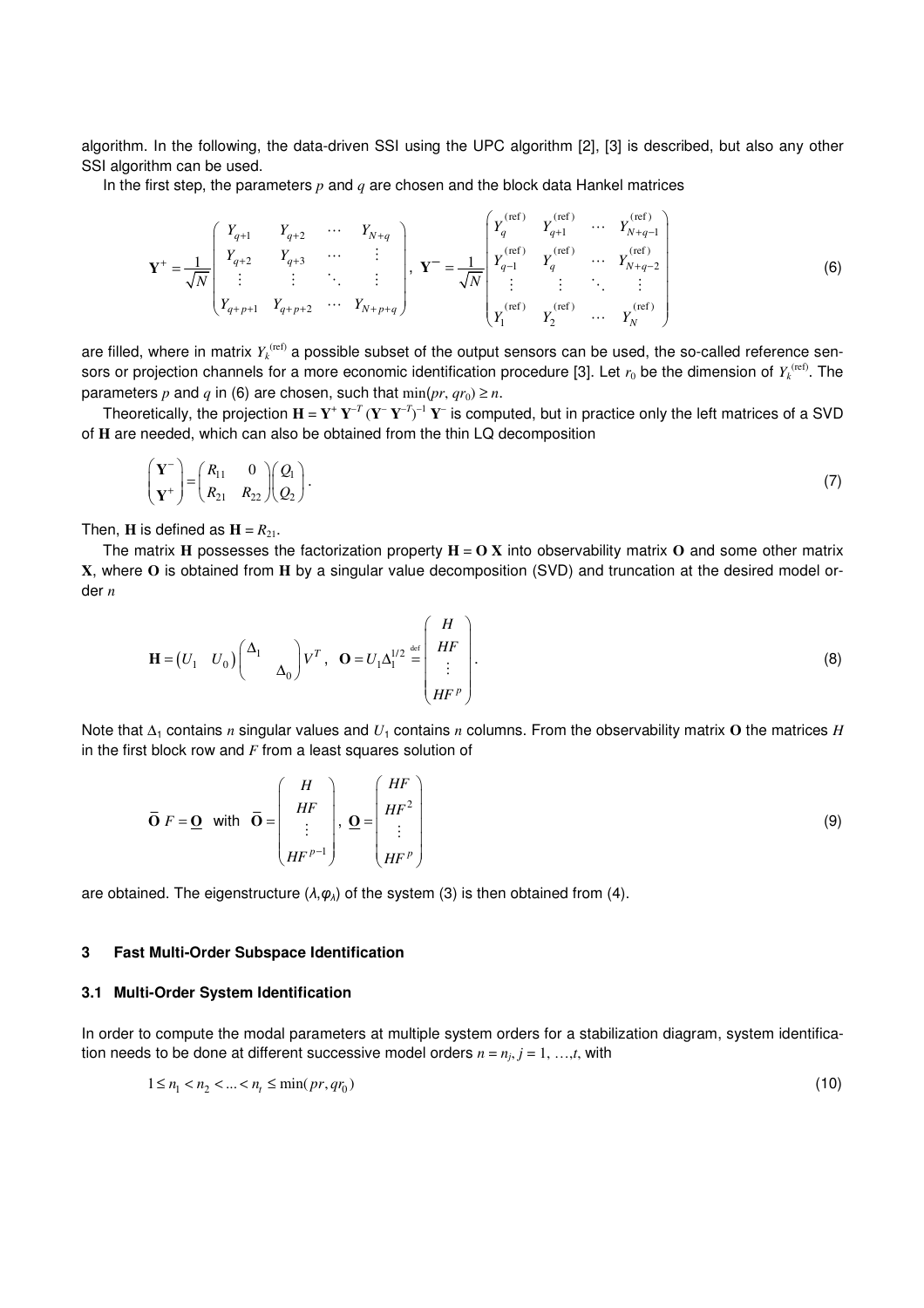algorithm. In the following, the data-driven SSI using the UPC algorithm [2], [3] is described, but also any other SSI algorithm can be used.

In the first step, the parameters $p$ and $q$ are chosen and the block data Hankel matrices

$$
\mathbf{Y}^{+} = \frac{1}{\sqrt{N}} \begin{pmatrix} Y_{q+1} & Y_{q+2} & \cdots & Y_{N+q} \\ Y_{q+2} & Y_{q+3} & \cdots & \vdots \\ \vdots & \vdots & \ddots & \vdots \\ Y_{q+p+1} & Y_{q+p+2} & \cdots & Y_{N+p+q} \end{pmatrix}, \quad \mathbf{Y}^{-} = \frac{1}{\sqrt{N}} \begin{pmatrix} Y_{q}^{(\mathrm{ref})} & Y_{q+1}^{(\mathrm{ref})} & \cdots & Y_{N+q-1}^{(\mathrm{ref})} \\ Y_{q-1}^{(\mathrm{ref})} & Y_{q}^{(\mathrm{ref})} & \cdots & Y_{N+q-2}^{(\mathrm{ref})} \\ \vdots & \vdots & \ddots & \vdots \\ Y_{1}^{(\mathrm{ref})} & Y_{2}^{(\mathrm{ref})} & \cdots & Y_{N}^{(\mathrm{ref})} \end{pmatrix} \tag{6}
$$

are filled, where in matrix $Y_k^{(\mathrm{ref})}$ a possible subset of the output sensors can be used, the so-called reference sensors or projection channels for a more economic identification procedure [3]. Let $r_0$ be the dimension of $Y_k^{(\mathrm{ref})}$. The parameters $p$ and $q$ in (6) are chosen, such that $\min(pr, qr_0) \geq n$.

Theoretically, the projection $\mathbf{H} = \mathbf{Y}^{+}\, \mathbf{Y}^{-T} (\mathbf{Y}^{-}\, \mathbf{Y}^{-T})^{-1}\, \mathbf{Y}^{-}$ is computed, but in practice only the left matrices of a SVD of $\mathbf{H}$ are needed, which can also be obtained from the thin LQ decomposition

$$
\begin{pmatrix} \mathbf{Y}^{-} \\ \mathbf{Y}^{+} \end{pmatrix} = \begin{pmatrix} R_{11} & 0 \\ R_{21} & R_{22} \end{pmatrix} \begin{pmatrix} Q_1 \\ Q_2 \end{pmatrix}. \tag{7}
$$

Then, $\mathbf{H}$ is defined as $\mathbf{H} = R_{21}$.

The matrix $\mathbf{H}$ possesses the factorization property $\mathbf{H} = \mathbf{O}\, \mathbf{X}$ into observability matrix $\mathbf{O}$ and some other matrix $\mathbf{X}$, where $\mathbf{O}$ is obtained from $\mathbf{H}$ by a singular value decomposition (SVD) and truncation at the desired model order $n$

$$
\mathbf{H} = \begin{pmatrix} U_1 & U_0 \end{pmatrix} \begin{pmatrix} \Delta_1 & \\ & \Delta_0 \end{pmatrix} V^T, \quad \mathbf{O} = U_1 \Delta_1^{1/2} \stackrel{\mathrm{def}}{=} \begin{pmatrix} H \\ HF \\ \vdots \\ HF^{p} \end{pmatrix}. \tag{8}
$$

Note that $\Delta_1$ contains $n$ singular values and $U_1$ contains $n$ columns. From the observability matrix $\mathbf{O}$ the matrices $H$ in the first block row and $F$ from a least squares solution of

$$
\overline{\mathbf{O}}\, F = \underline{\mathbf{O}} \quad \text{with} \quad \overline{\mathbf{O}} = \begin{pmatrix} H \\ HF \\ \vdots \\ HF^{p-1} \end{pmatrix}, \quad \underline{\mathbf{O}} = \begin{pmatrix} HF \\ HF^{2} \\ \vdots \\ HF^{p} \end{pmatrix} \tag{9}
$$

are obtained. The eigenstructure $(\lambda, \varphi_\lambda)$ of the system (3) is then obtained from (4).

## 3 Fast Multi-Order Subspace Identification

### 3.1 Multi-Order System Identification

In order to compute the modal parameters at multiple system orders for a stabilization diagram, system identification needs to be done at different successive model orders $n = n_j$, $j = 1, \ldots, t$, with

$$
1 \leq n_1 < n_2 < \ldots < n_t \leq \min(pr, qr_0) \tag{10}
$$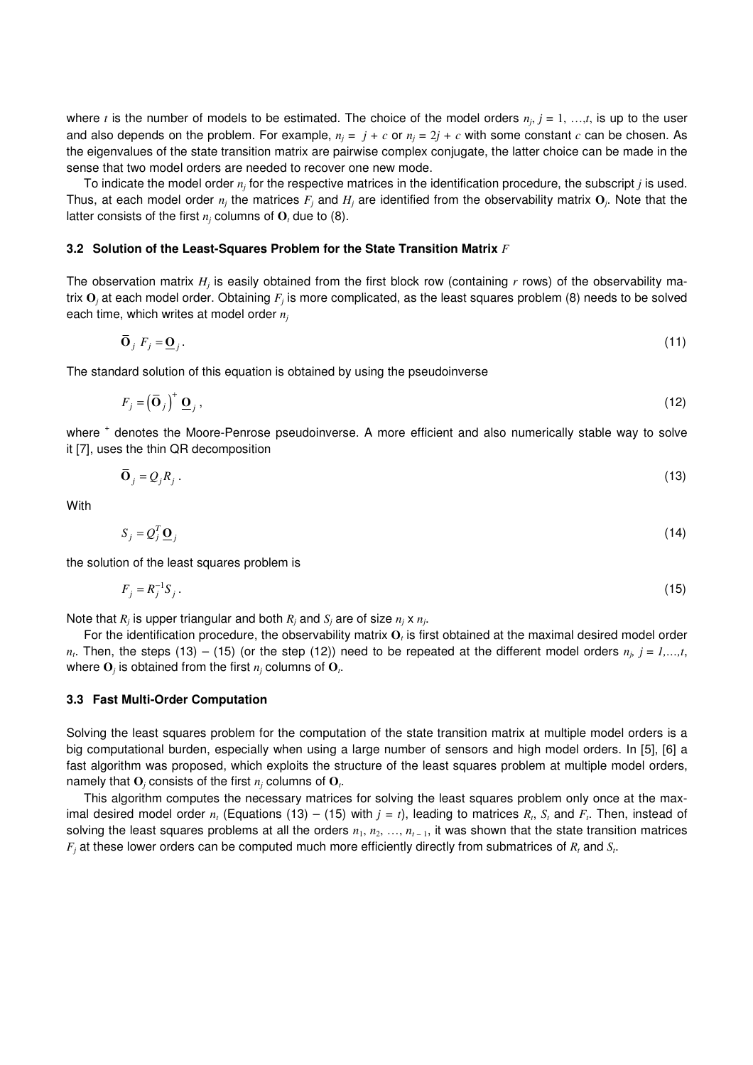where $t$ is the number of models to be estimated. The choice of the model orders $n_j$, $j = 1, \ldots, t$, is up to the user and also depends on the problem. For example, $n_j = j + c$ or $n_j = 2j + c$ with some constant $c$ can be chosen. As the eigenvalues of the state transition matrix are pairwise complex conjugate, the latter choice can be made in the sense that two model orders are needed to recover one new mode.

To indicate the model order $n_j$ for the respective matrices in the identification procedure, the subscript $j$ is used. Thus, at each model order $n_j$ the matrices $F_j$ and $H_j$ are identified from the observability matrix $\mathbf{O}_j$. Note that the latter consists of the first $n_j$ columns of $\mathbf{O}_t$ due to (8).

### 3.2 Solution of the Least-Squares Problem for the State Transition Matrix $F$

The observation matrix $H_j$ is easily obtained from the first block row (containing $r$ rows) of the observability matrix $\mathbf{O}_j$ at each model order. Obtaining $F_j$ is more complicated, as the least squares problem (8) needs to be solved each time, which writes at model order $n_j$

$$\overline{\mathbf{O}}_j \; F_j = \underline{\mathbf{O}}_j \,. \tag{11}$$

The standard solution of this equation is obtained by using the pseudoinverse

$$F_j = \left(\overline{\mathbf{O}}_j\right)^+ \underline{\mathbf{O}}_j \,, \tag{12}$$

where $^+$ denotes the Moore-Penrose pseudoinverse. A more efficient and also numerically stable way to solve it [7], uses the thin QR decomposition

$$\overline{\mathbf{O}}_j = Q_j R_j \,. \tag{13}$$

With

$$S_j = Q_j^T \underline{\mathbf{O}}_j \tag{14}$$

the solution of the least squares problem is

$$F_j = R_j^{-1} S_j \,. \tag{15}$$

Note that $R_j$ is upper triangular and both $R_j$ and $S_j$ are of size $n_j$ x $n_j$.

For the identification procedure, the observability matrix $\mathbf{O}_t$ is first obtained at the maximal desired model order $n_t$. Then, the steps (13) – (15) (or the step (12)) need to be repeated at the different model orders $n_j$, $j = 1,\ldots,t$, where $\mathbf{O}_j$ is obtained from the first $n_j$ columns of $\mathbf{O}_t$.

### 3.3 Fast Multi-Order Computation

Solving the least squares problem for the computation of the state transition matrix at multiple model orders is a big computational burden, especially when using a large number of sensors and high model orders. In [5], [6] a fast algorithm was proposed, which exploits the structure of the least squares problem at multiple model orders, namely that $\mathbf{O}_j$ consists of the first $n_j$ columns of $\mathbf{O}_t$.

This algorithm computes the necessary matrices for solving the least squares problem only once at the maximal desired model order $n_t$ (Equations (13) – (15) with $j = t$), leading to matrices $R_t$, $S_t$ and $F_t$. Then, instead of solving the least squares problems at all the orders $n_1, n_2, \ldots, n_{t-1}$, it was shown that the state transition matrices $F_j$ at these lower orders can be computed much more efficiently directly from submatrices of $R_t$ and $S_t$.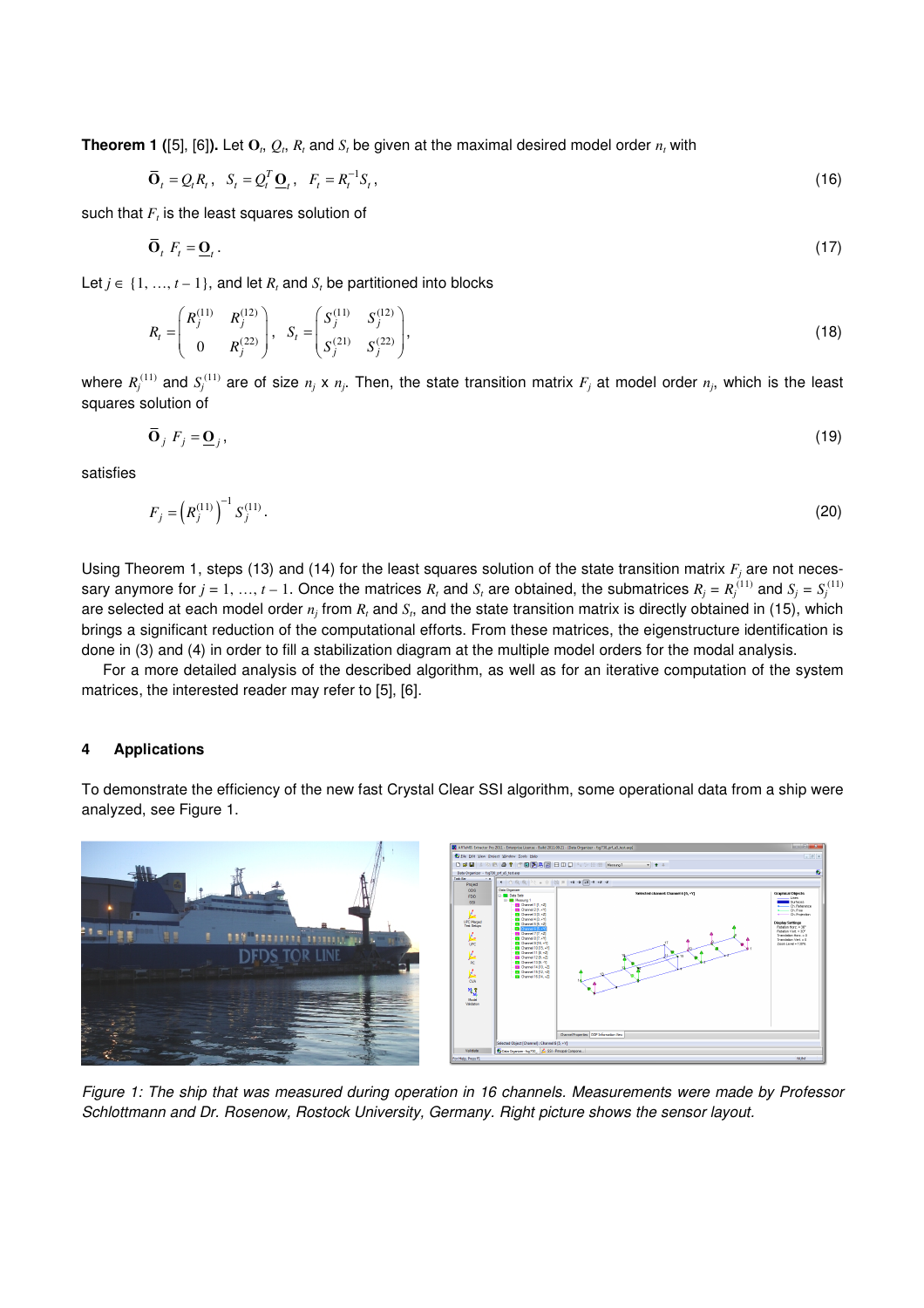**Theorem 1 ([5], [6]).** Let $\mathbf{O}_t$, $Q_t$, $R_t$ and $S_t$ be given at the maximal desired model order $n_t$ with

$$\overline{\mathbf{O}}_t = Q_t R_t, \quad S_t = Q_t^T \underline{\mathbf{O}}_t, \quad F_t = R_t^{-1} S_t, \tag{16}$$

such that $F_t$ is the least squares solution of

$$\overline{\mathbf{O}}_t \; F_t = \underline{\mathbf{O}}_t. \tag{17}$$

Let $j \in \{1, \ldots, t-1\}$, and let $R_t$ and $S_t$ be partitioned into blocks

$$R_t = \begin{pmatrix} R_j^{(11)} & R_j^{(12)} \\ 0 & R_j^{(22)} \end{pmatrix}, \quad S_t = \begin{pmatrix} S_j^{(11)} & S_j^{(12)} \\ S_j^{(21)} & S_j^{(22)} \end{pmatrix}, \tag{18}$$

where $R_j^{(11)}$ and $S_j^{(11)}$ are of size $n_j$ x $n_j$. Then, the state transition matrix $F_j$ at model order $n_j$, which is the least squares solution of

$$\overline{\mathbf{O}}_j \; F_j = \underline{\mathbf{O}}_j, \tag{19}$$

satisfies

$$F_j = \left(R_j^{(11)}\right)^{-1} S_j^{(11)}. \tag{20}$$

Using Theorem 1, steps (13) and (14) for the least squares solution of the state transition matrix $F_j$ are not necessary anymore for $j = 1, \ldots, t-1$. Once the matrices $R_t$ and $S_t$ are obtained, the submatrices $R_j = R_j^{(11)}$ and $S_j = S_j^{(11)}$ are selected at each model order $n_j$ from $R_t$ and $S_t$, and the state transition matrix is directly obtained in (15), which brings a significant reduction of the computational efforts. From these matrices, the eigenstructure identification is done in (3) and (4) in order to fill a stabilization diagram at the multiple model orders for the modal analysis.

For a more detailed analysis of the described algorithm, as well as for an iterative computation of the system matrices, the interested reader may refer to [5], [6].

## 4 Applications

To demonstrate the efficiency of the new fast Crystal Clear SSI algorithm, some operational data from a ship were analyzed, see Figure 1.

*Figure 1: The ship that was measured during operation in 16 channels. Measurements were made by Professor Schlottmann and Dr. Rosenow, Rostock University, Germany. Right picture shows the sensor layout.*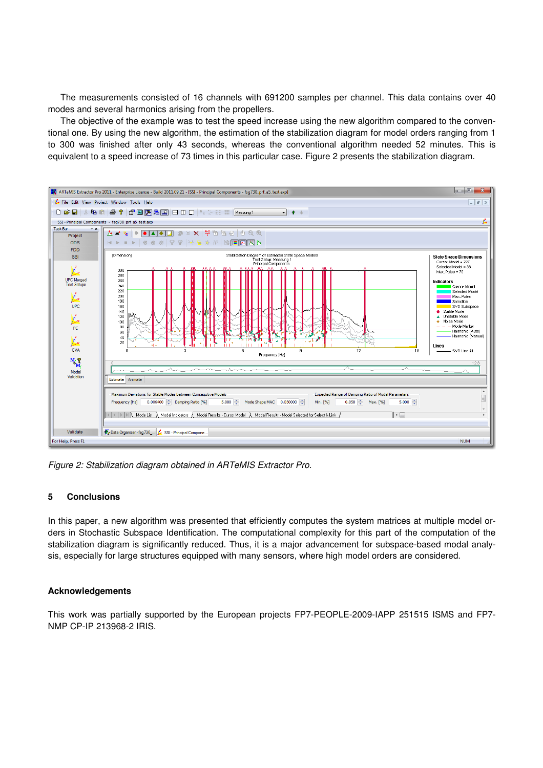The measurements consisted of 16 channels with 691200 samples per channel. This data contains over 40 modes and several harmonics arising from the propellers.

The objective of the example was to test the speed increase using the new algorithm compared to the conventional one. By using the new algorithm, the estimation of the stabilization diagram for model orders ranging from 1 to 300 was finished after only 43 seconds, whereas the conventional algorithm needed 52 minutes. This is equivalent to a speed increase of 73 times in this particular case. Figure 2 presents the stabilization diagram.

*Figure 2: Stabilization diagram obtained in ARTeMIS Extractor Pro.*

## 5 Conclusions

In this paper, a new algorithm was presented that efficiently computes the system matrices at multiple model orders in Stochastic Subspace Identification. The computational complexity for this part of the computation of the stabilization diagram is significantly reduced. Thus, it is a major advancement for subspace-based modal analysis, especially for large structures equipped with many sensors, where high model orders are considered.

### Acknowledgements

This work was partially supported by the European projects FP7-PEOPLE-2009-IAPP 251515 ISMS and FP7-NMP CP-IP 213968-2 IRIS.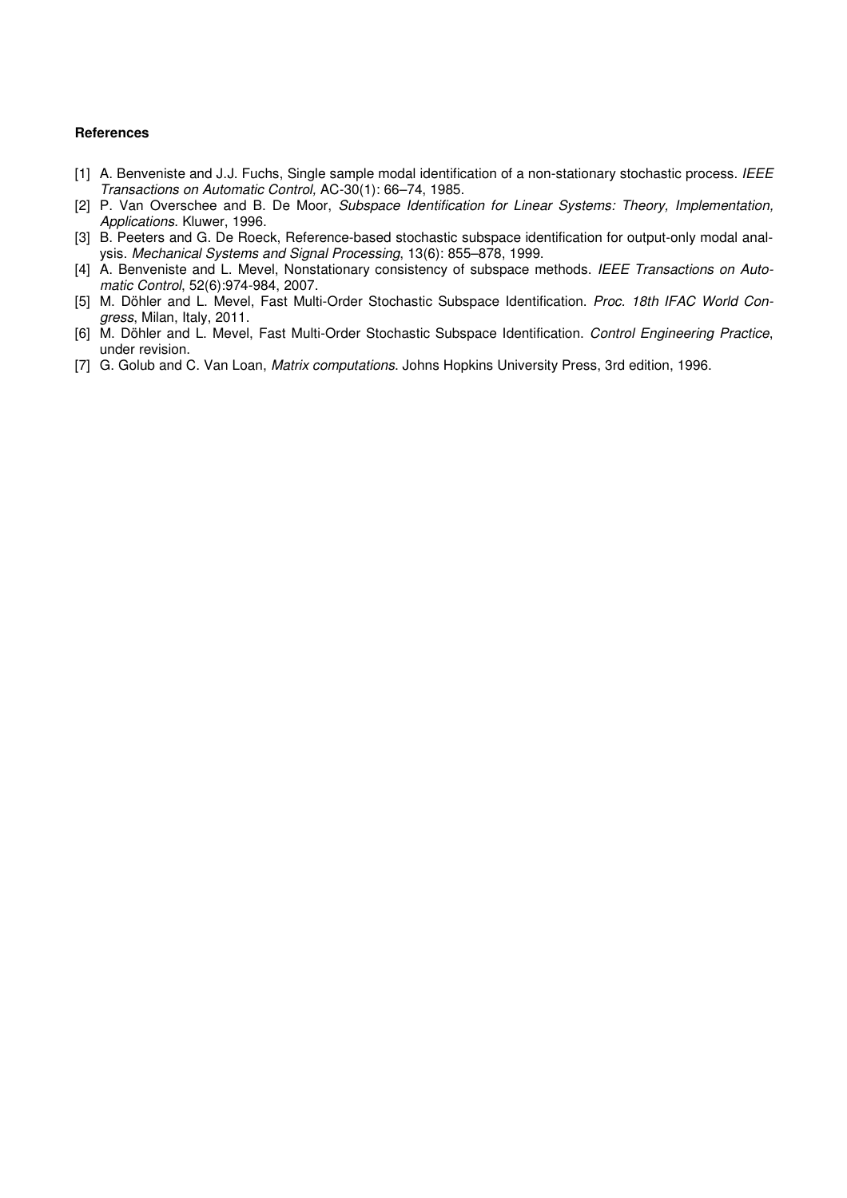**References**

- [1] A. Benveniste and J.J. Fuchs, Single sample modal identification of a non-stationary stochastic process. *IEEE Transactions on Automatic Control,* AC-30(1): 66–74, 1985.
- [2] P. Van Overschee and B. De Moor, *Subspace Identification for Linear Systems: Theory, Implementation, Applications*. Kluwer, 1996.
- [3] B. Peeters and G. De Roeck, Reference-based stochastic subspace identification for output-only modal analysis. *Mechanical Systems and Signal Processing*, 13(6): 855–878, 1999.
- [4] A. Benveniste and L. Mevel, Nonstationary consistency of subspace methods. *IEEE Transactions on Automatic Control*, 52(6):974-984, 2007.
- [5] M. Döhler and L. Mevel, Fast Multi-Order Stochastic Subspace Identification. *Proc. 18th IFAC World Congress*, Milan, Italy, 2011.
- [6] M. Döhler and L. Mevel, Fast Multi-Order Stochastic Subspace Identification. *Control Engineering Practice*, under revision.
- [7] G. Golub and C. Van Loan, *Matrix computations*. Johns Hopkins University Press, 3rd edition, 1996.